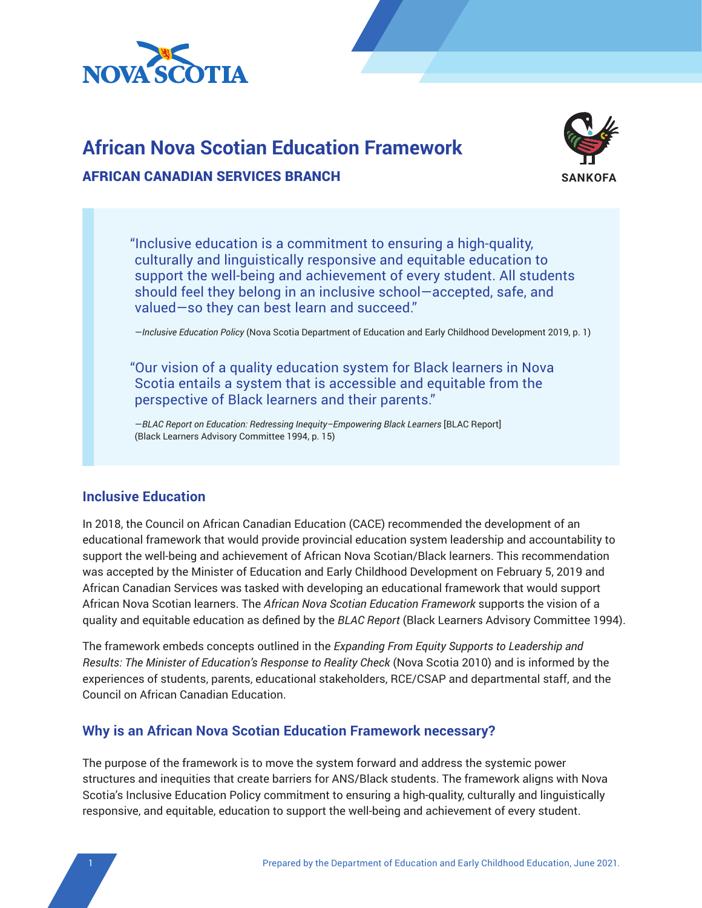NOVA SCOTIA

# African Nova Scotian Education Framework

## AFRICAN CANADIAN SERVICES BRANCH

SANKOFA

> "Inclusive education is a commitment to ensuring a high-quality, culturally and linguistically responsive and equitable education to support the well-being and achievement of every student. All students should feel they belong in an inclusive school—accepted, safe, and valued—so they can best learn and succeed."
>
> —*Inclusive Education Policy* (Nova Scotia Department of Education and Early Childhood Development 2019, p. 1)

> "Our vision of a quality education system for Black learners in Nova Scotia entails a system that is accessible and equitable from the perspective of Black learners and their parents."
>
> —*BLAC Report on Education: Redressing Inequity–Empowering Black Learners* [BLAC Report] (Black Learners Advisory Committee 1994, p. 15)

## Inclusive Education

In 2018, the Council on African Canadian Education (CACE) recommended the development of an educational framework that would provide provincial education system leadership and accountability to support the well-being and achievement of African Nova Scotian/Black learners. This recommendation was accepted by the Minister of Education and Early Childhood Development on February 5, 2019 and African Canadian Services was tasked with developing an educational framework that would support African Nova Scotian learners. The *African Nova Scotian Education Framework* supports the vision of a quality and equitable education as defined by the *BLAC Report* (Black Learners Advisory Committee 1994).

The framework embeds concepts outlined in the *Expanding From Equity Supports to Leadership and Results: The Minister of Education's Response to Reality Check* (Nova Scotia 2010) and is informed by the experiences of students, parents, educational stakeholders, RCE/CSAP and departmental staff, and the Council on African Canadian Education.

## Why is an African Nova Scotian Education Framework necessary?

The purpose of the framework is to move the system forward and address the systemic power structures and inequities that create barriers for ANS/Black students. The framework aligns with Nova Scotia's Inclusive Education Policy commitment to ensuring a high-quality, culturally and linguistically responsive, and equitable, education to support the well-being and achievement of every student.

Prepared by the Department of Education and Early Childhood Education, June 2021.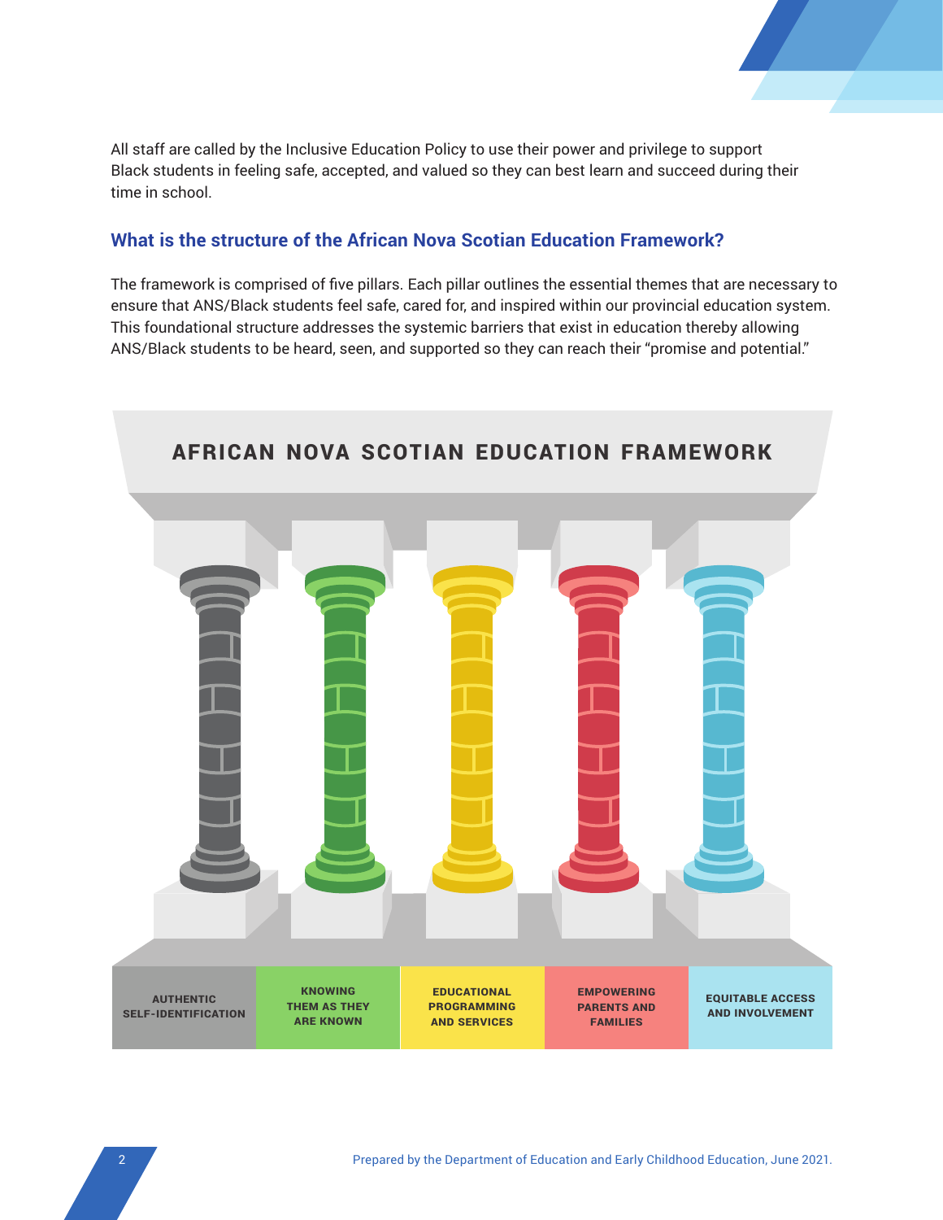All staff are called by the Inclusive Education Policy to use their power and privilege to support Black students in feeling safe, accepted, and valued so they can best learn and succeed during their time in school.

## What is the structure of the African Nova Scotian Education Framework?

The framework is comprised of five pillars. Each pillar outlines the essential themes that are necessary to ensure that ANS/Black students feel safe, cared for, and inspired within our provincial education system. This foundational structure addresses the systemic barriers that exist in education thereby allowing ANS/Black students to be heard, seen, and supported so they can reach their "promise and potential."

**AFRICAN NOVA SCOTIAN EDUCATION FRAMEWORK**

| AUTHENTIC SELF-IDENTIFICATION | KNOWING THEM AS THEY ARE KNOWN | EDUCATIONAL PROGRAMMING AND SERVICES | EMPOWERING PARENTS AND FAMILIES | EQUITABLE ACCESS AND INVOLVEMENT |
|---|---|---|---|---|

Prepared by the Department of Education and Early Childhood Education, June 2021.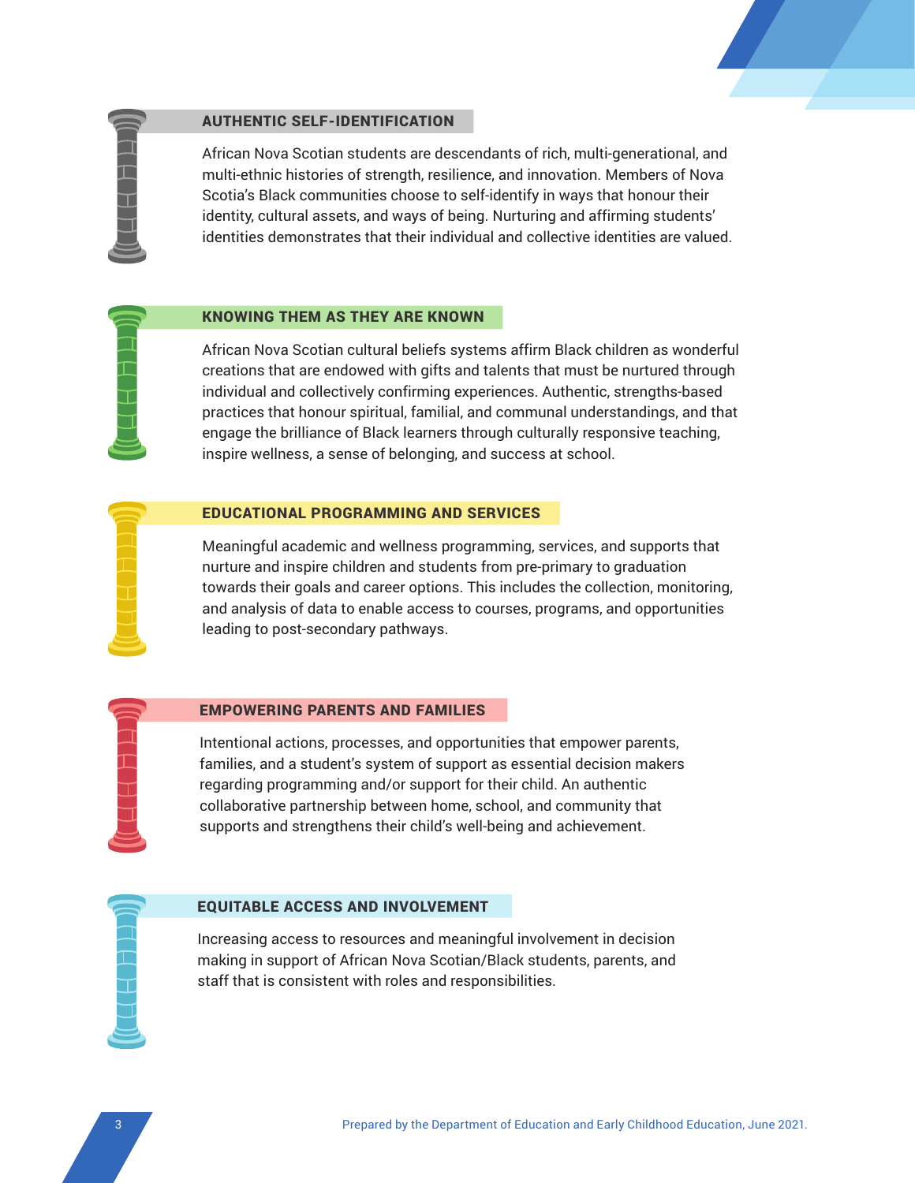## AUTHENTIC SELF-IDENTIFICATION

African Nova Scotian students are descendants of rich, multi-generational, and multi-ethnic histories of strength, resilience, and innovation. Members of Nova Scotia's Black communities choose to self-identify in ways that honour their identity, cultural assets, and ways of being. Nurturing and affirming students' identities demonstrates that their individual and collective identities are valued.

## KNOWING THEM AS THEY ARE KNOWN

African Nova Scotian cultural beliefs systems affirm Black children as wonderful creations that are endowed with gifts and talents that must be nurtured through individual and collectively confirming experiences. Authentic, strengths-based practices that honour spiritual, familial, and communal understandings, and that engage the brilliance of Black learners through culturally responsive teaching, inspire wellness, a sense of belonging, and success at school.

## EDUCATIONAL PROGRAMMING AND SERVICES

Meaningful academic and wellness programming, services, and supports that nurture and inspire children and students from pre-primary to graduation towards their goals and career options. This includes the collection, monitoring, and analysis of data to enable access to courses, programs, and opportunities leading to post-secondary pathways.

## EMPOWERING PARENTS AND FAMILIES

Intentional actions, processes, and opportunities that empower parents, families, and a student's system of support as essential decision makers regarding programming and/or support for their child. An authentic collaborative partnership between home, school, and community that supports and strengthens their child's well-being and achievement.

## EQUITABLE ACCESS AND INVOLVEMENT

Increasing access to resources and meaningful involvement in decision making in support of African Nova Scotian/Black students, parents, and staff that is consistent with roles and responsibilities.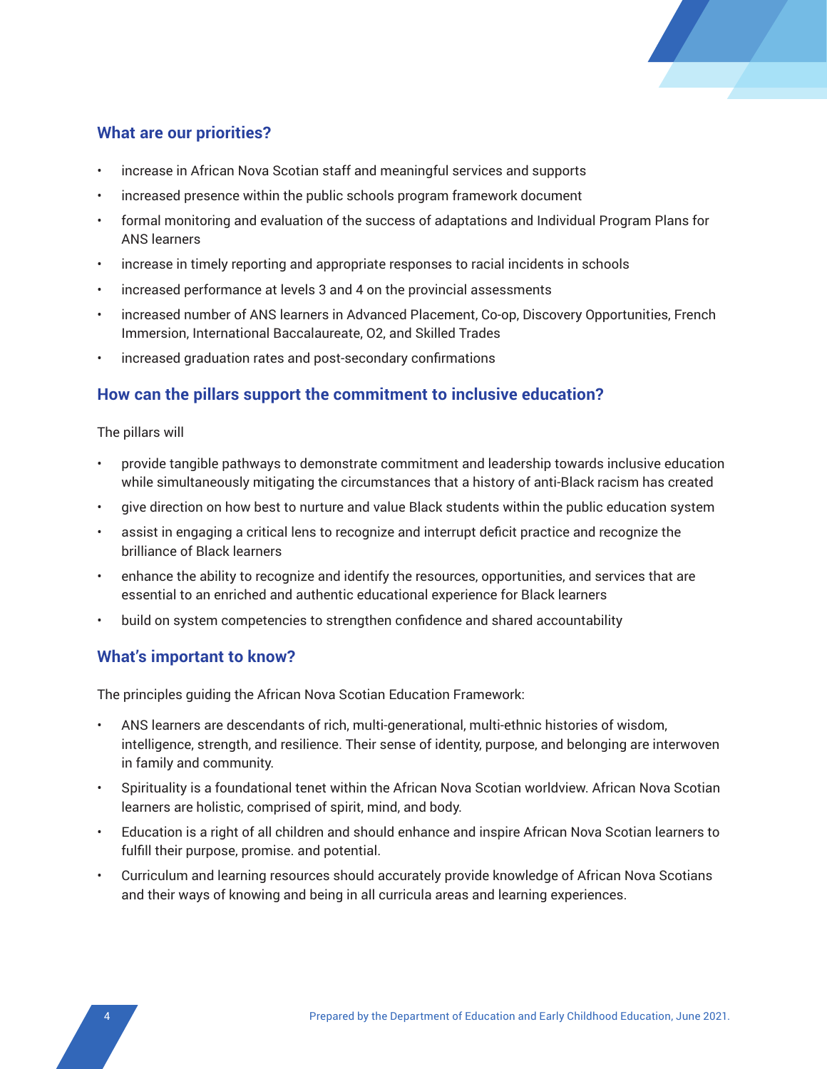## What are our priorities?

- increase in African Nova Scotian staff and meaningful services and supports
- increased presence within the public schools program framework document
- formal monitoring and evaluation of the success of adaptations and Individual Program Plans for ANS learners
- increase in timely reporting and appropriate responses to racial incidents in schools
- increased performance at levels 3 and 4 on the provincial assessments
- increased number of ANS learners in Advanced Placement, Co-op, Discovery Opportunities, French Immersion, International Baccalaureate, O2, and Skilled Trades
- increased graduation rates and post-secondary confirmations

## How can the pillars support the commitment to inclusive education?

The pillars will

- provide tangible pathways to demonstrate commitment and leadership towards inclusive education while simultaneously mitigating the circumstances that a history of anti-Black racism has created
- give direction on how best to nurture and value Black students within the public education system
- assist in engaging a critical lens to recognize and interrupt deficit practice and recognize the brilliance of Black learners
- enhance the ability to recognize and identify the resources, opportunities, and services that are essential to an enriched and authentic educational experience for Black learners
- build on system competencies to strengthen confidence and shared accountability

## What's important to know?

The principles guiding the African Nova Scotian Education Framework:

- ANS learners are descendants of rich, multi-generational, multi-ethnic histories of wisdom, intelligence, strength, and resilience. Their sense of identity, purpose, and belonging are interwoven in family and community.
- Spirituality is a foundational tenet within the African Nova Scotian worldview. African Nova Scotian learners are holistic, comprised of spirit, mind, and body.
- Education is a right of all children and should enhance and inspire African Nova Scotian learners to fulfill their purpose, promise. and potential.
- Curriculum and learning resources should accurately provide knowledge of African Nova Scotians and their ways of knowing and being in all curricula areas and learning experiences.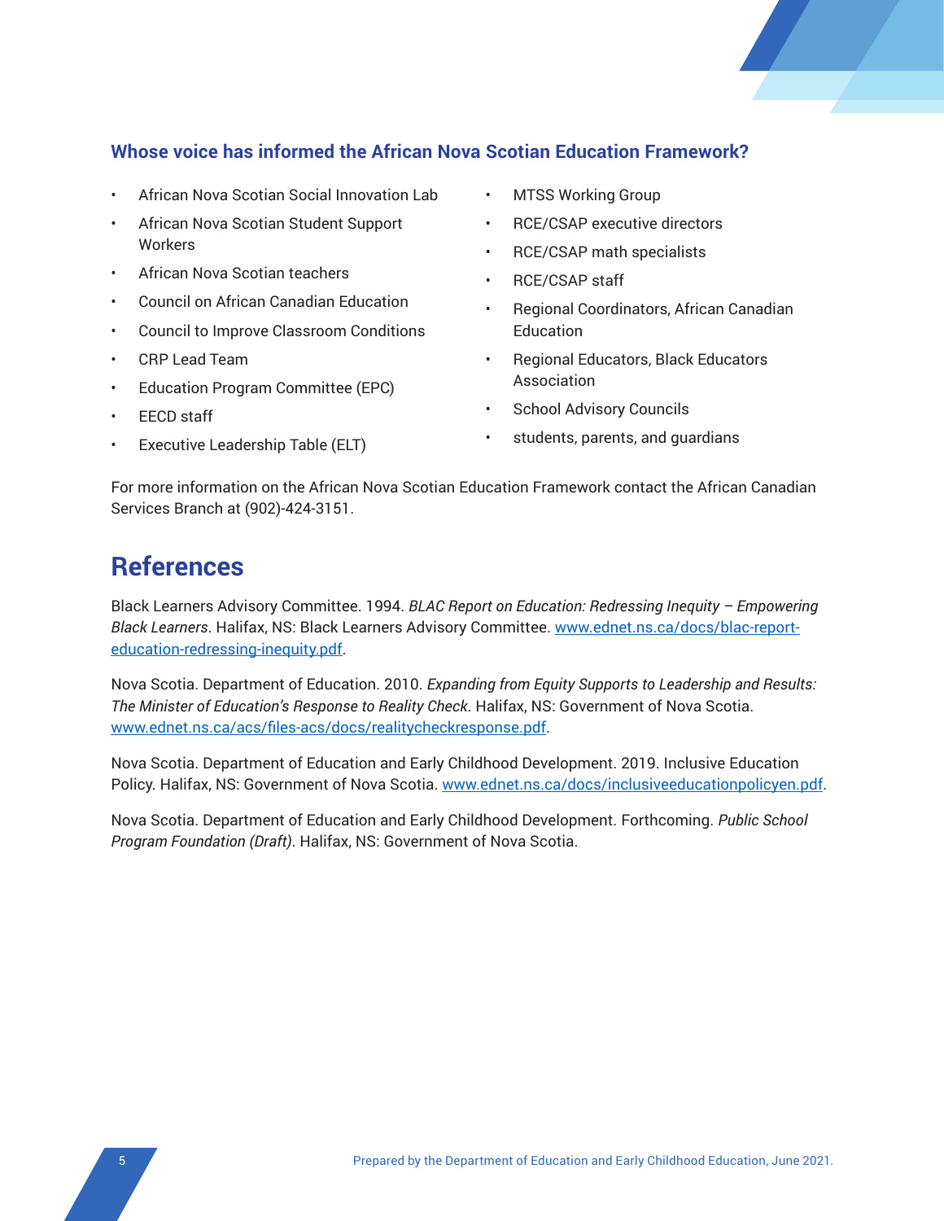### Whose voice has informed the African Nova Scotian Education Framework?

- African Nova Scotian Social Innovation Lab
- African Nova Scotian Student Support Workers
- African Nova Scotian teachers
- Council on African Canadian Education
- Council to Improve Classroom Conditions
- CRP Lead Team
- Education Program Committee (EPC)
- EECD staff
- Executive Leadership Table (ELT)
- MTSS Working Group
- RCE/CSAP executive directors
- RCE/CSAP math specialists
- RCE/CSAP staff
- Regional Coordinators, African Canadian Education
- Regional Educators, Black Educators Association
- School Advisory Councils
- students, parents, and guardians

For more information on the African Nova Scotian Education Framework contact the African Canadian Services Branch at (902)-424-3151.

## References

Black Learners Advisory Committee. 1994. *BLAC Report on Education: Redressing Inequity – Empowering Black Learners*. Halifax, NS: Black Learners Advisory Committee. www.ednet.ns.ca/docs/blac-report-education-redressing-inequity.pdf.

Nova Scotia. Department of Education. 2010. *Expanding from Equity Supports to Leadership and Results: The Minister of Education's Response to Reality Check*. Halifax, NS: Government of Nova Scotia. www.ednet.ns.ca/acs/files-acs/docs/realitycheckresponse.pdf.

Nova Scotia. Department of Education and Early Childhood Development. 2019. Inclusive Education Policy. Halifax, NS: Government of Nova Scotia. www.ednet.ns.ca/docs/inclusiveeducationpolicyen.pdf.

Nova Scotia. Department of Education and Early Childhood Development. Forthcoming. *Public School Program Foundation (Draft)*. Halifax, NS: Government of Nova Scotia.

Prepared by the Department of Education and Early Childhood Education, June 2021.